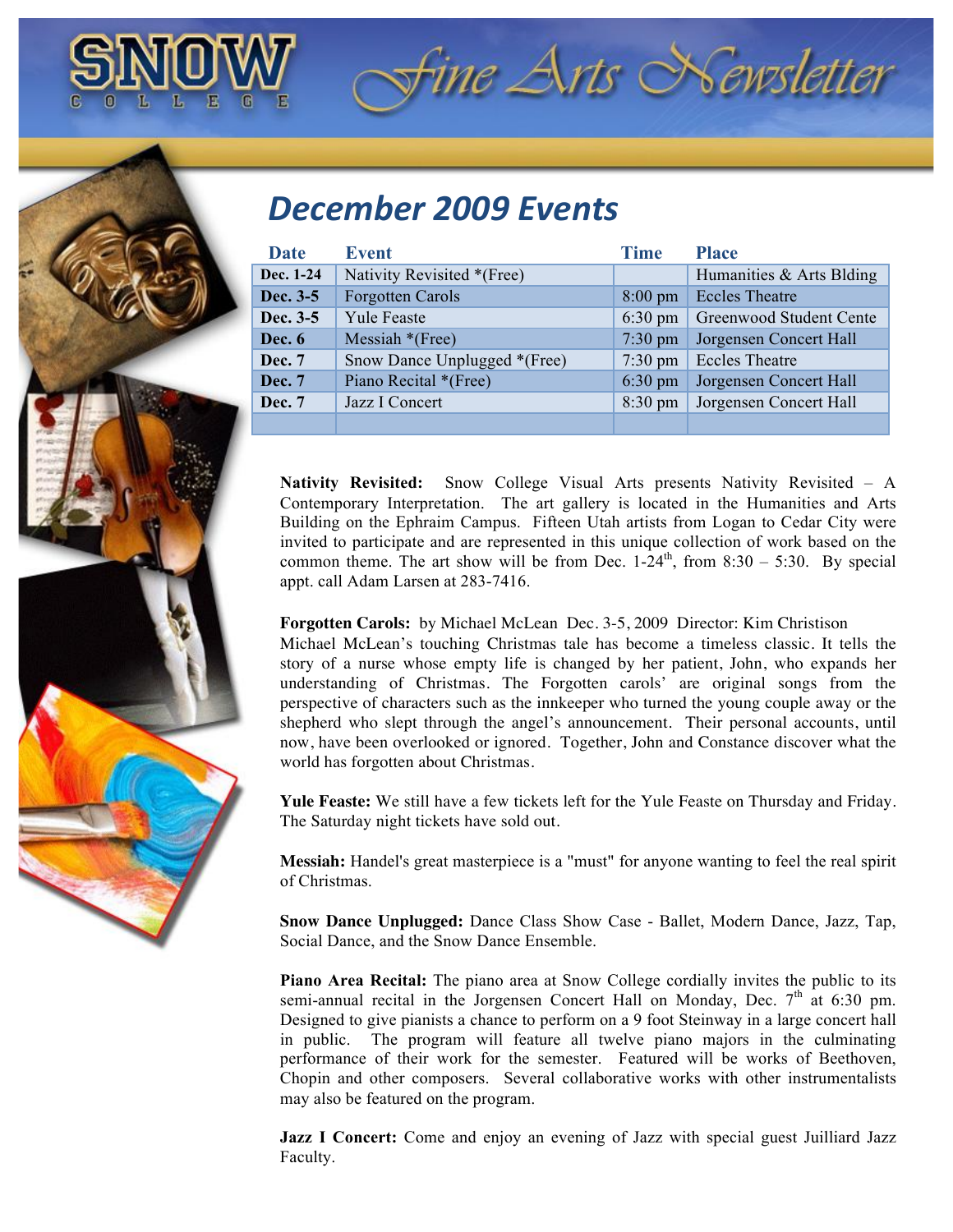# SNOW COLLEGE Fine Arts Newsletter

## December 2009 Events

| Date | Event | Time | Place |
|---|---|---|---|
| **Dec. 1-24** | Nativity Revisited *(Free) | | Humanities & Arts Blding |
| **Dec. 3-5** | Forgotten Carols | 8:00 pm | Eccles Theatre |
| **Dec. 3-5** | Yule Feaste | 6:30 pm | Greenwood Student Cente |
| **Dec. 6** | Messiah *(Free) | 7:30 pm | Jorgensen Concert Hall |
| **Dec. 7** | Snow Dance Unplugged *(Free) | 7:30 pm | Eccles Theatre |
| **Dec. 7** | Piano Recital *(Free) | 6:30 pm | Jorgensen Concert Hall |
| **Dec. 7** | Jazz I Concert | 8:30 pm | Jorgensen Concert Hall |
| | | | |

**Nativity Revisited:** Snow College Visual Arts presents Nativity Revisited – A Contemporary Interpretation. The art gallery is located in the Humanities and Arts Building on the Ephraim Campus. Fifteen Utah artists from Logan to Cedar City were invited to participate and are represented in this unique collection of work based on the common theme. The art show will be from Dec. 1-24th, from 8:30 – 5:30. By special appt. call Adam Larsen at 283-7416.

**Forgotten Carols:** by Michael McLean Dec. 3-5, 2009 Director: Kim Christison
Michael McLean's touching Christmas tale has become a timeless classic. It tells the story of a nurse whose empty life is changed by her patient, John, who expands her understanding of Christmas. The Forgotten carols' are original songs from the perspective of characters such as the innkeeper who turned the young couple away or the shepherd who slept through the angel's announcement. Their personal accounts, until now, have been overlooked or ignored. Together, John and Constance discover what the world has forgotten about Christmas.

**Yule Feaste:** We still have a few tickets left for the Yule Feaste on Thursday and Friday. The Saturday night tickets have sold out.

**Messiah:** Handel's great masterpiece is a "must" for anyone wanting to feel the real spirit of Christmas.

**Snow Dance Unplugged:** Dance Class Show Case - Ballet, Modern Dance, Jazz, Tap, Social Dance, and the Snow Dance Ensemble.

**Piano Area Recital:** The piano area at Snow College cordially invites the public to its semi-annual recital in the Jorgensen Concert Hall on Monday, Dec. 7th at 6:30 pm. Designed to give pianists a chance to perform on a 9 foot Steinway in a large concert hall in public. The program will feature all twelve piano majors in the culminating performance of their work for the semester. Featured will be works of Beethoven, Chopin and other composers. Several collaborative works with other instrumentalists may also be featured on the program.

**Jazz I Concert:** Come and enjoy an evening of Jazz with special guest Juilliard Jazz Faculty.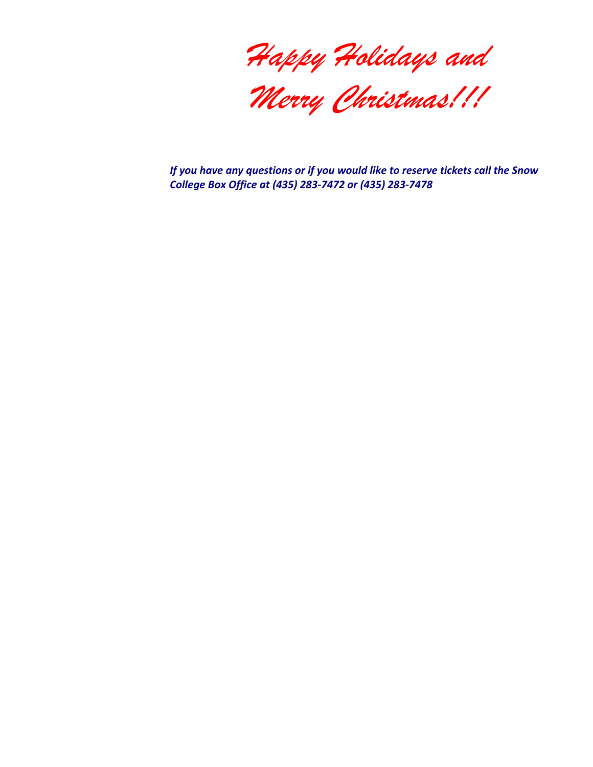*Happy Holidays and*

*Merry Christmas!!!*

***If you have any questions or if you would like to reserve tickets call the Snow College Box Office at (435) 283-7472 or (435) 283-7478***